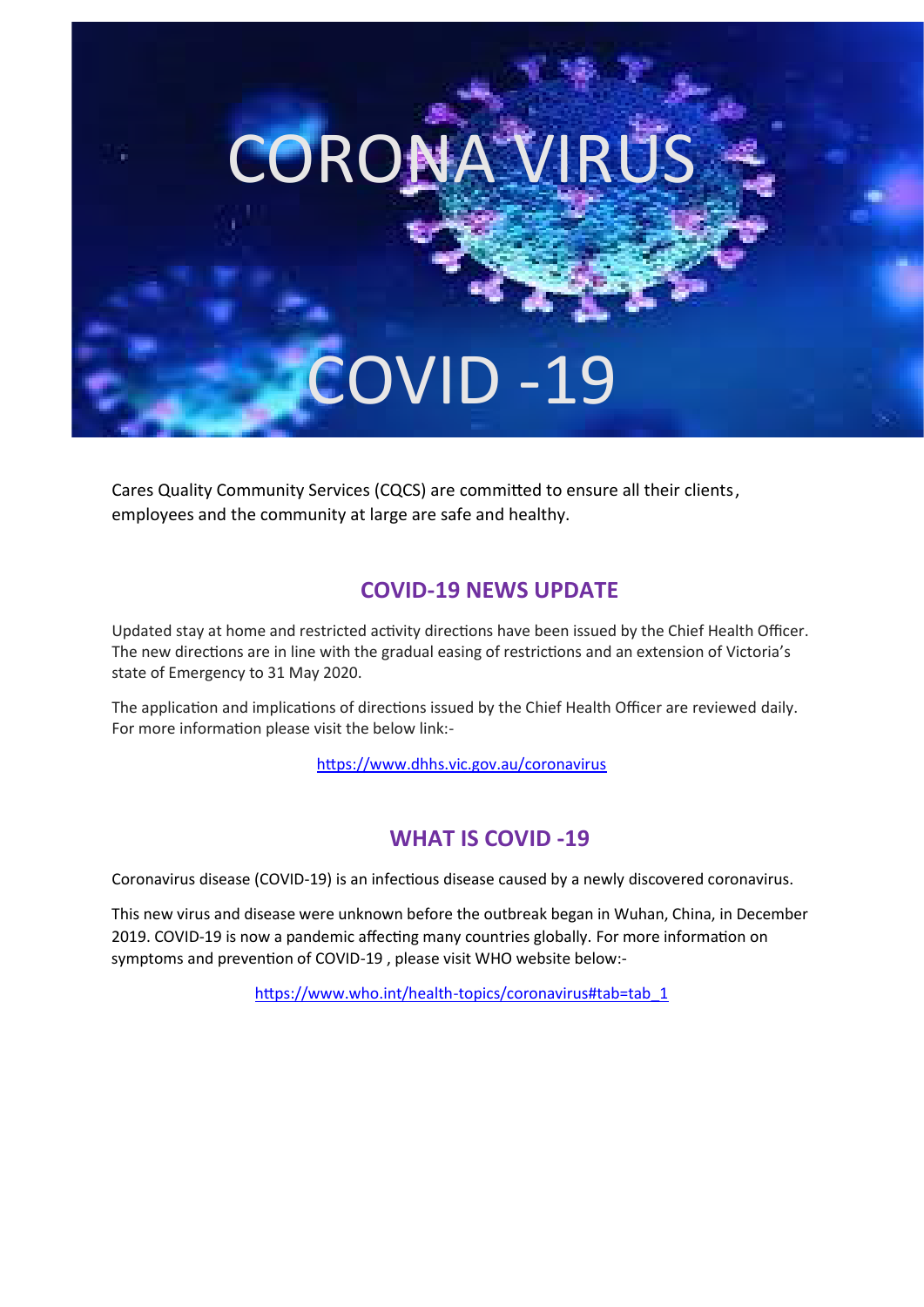# CORONA VIRUS

# COVID -19

Cares Quality Community Services (CQCS) are committed to ensure all their clients, employees and the community at large are safe and healthy.

## COVID-19 NEWS UPDATE

Updated stay at home and restricted activity directions have been issued by the Chief Health Officer. The new directions are in line with the gradual easing of restrictions and an extension of Victoria's state of Emergency to 31 May 2020.

The application and implications of directions issued by the Chief Health Officer are reviewed daily. For more information please visit the below link:-

https://www.dhhs.vic.gov.au/coronavirus

## WHAT IS COVID -19

Coronavirus disease (COVID-19) is an infectious disease caused by a newly discovered coronavirus.

This new virus and disease were unknown before the outbreak began in Wuhan, China, in December 2019. COVID-19 is now a pandemic affecting many countries globally. For more information on symptoms and prevention of COVID-19 , please visit WHO website below:-

https://www.who.int/health-topics/coronavirus#tab=tab_1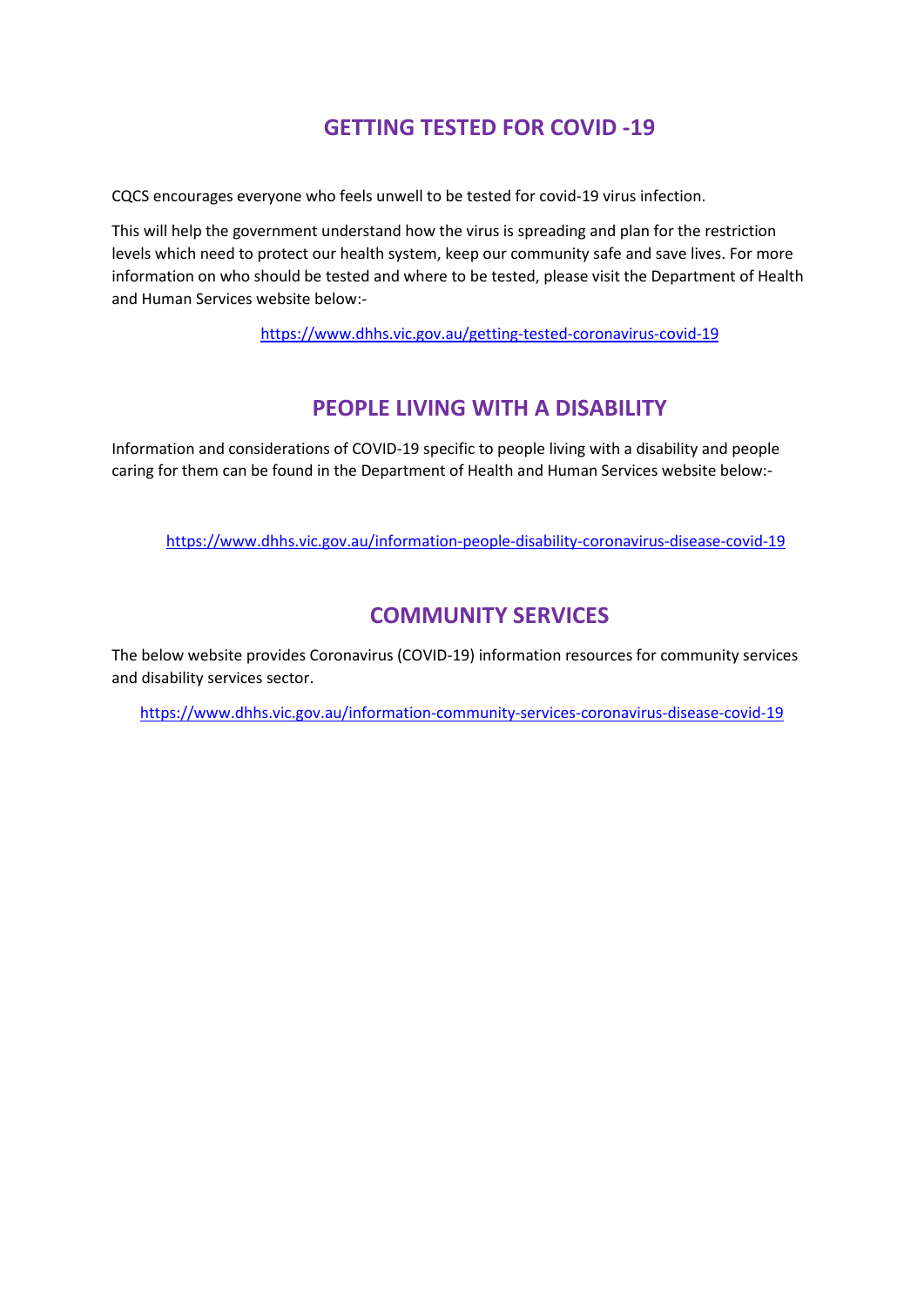## GETTING TESTED FOR COVID -19

CQCS encourages everyone who feels unwell to be tested for covid-19 virus infection.

This will help the government understand how the virus is spreading and plan for the restriction levels which need to protect our health system, keep our community safe and save lives. For more information on who should be tested and where to be tested, please visit the Department of Health and Human Services website below:-

https://www.dhhs.vic.gov.au/getting-tested-coronavirus-covid-19

## PEOPLE LIVING WITH A DISABILITY

Information and considerations of COVID-19 specific to people living with a disability and people caring for them can be found in the Department of Health and Human Services website below:-

https://www.dhhs.vic.gov.au/information-people-disability-coronavirus-disease-covid-19

## COMMUNITY SERVICES

The below website provides Coronavirus (COVID-19) information resources for community services and disability services sector.

https://www.dhhs.vic.gov.au/information-community-services-coronavirus-disease-covid-19